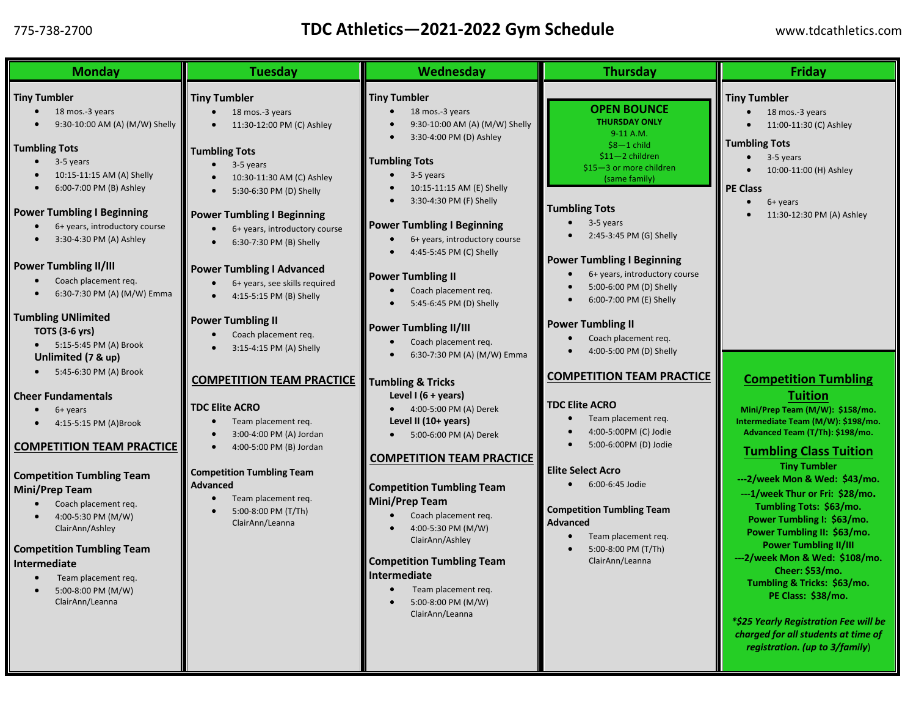775-738-2700

# TDC Athletics—2021-2022 Gym Schedule

www.tdcathletics.com

## Monday

**Tiny Tumbler**
- 18 mos.-3 years
- 9:30-10:00 AM (A) (M/W) Shelly

**Tumbling Tots**
- 3-5 years
- 10:15-11:15 AM (A) Shelly
- 6:00-7:00 PM (B) Ashley

**Power Tumbling I Beginning**
- 6+ years, introductory course
- 3:30-4:30 PM (A) Ashley

**Power Tumbling II/III**
- Coach placement req.
- 6:30-7:30 PM (A) (M/W) Emma

**Tumbling UNlimited**

**TOTS (3-6 yrs)**
- 5:15-5:45 PM (A) Brook

**Unlimited (7 & up)**
- 5:45-6:30 PM (A) Brook

**Cheer Fundamentals**
- 6+ years
- 4:15-5:15 PM (A)Brook

**COMPETITION TEAM PRACTICE**

**Competition Tumbling Team Mini/Prep Team**
- Coach placement req.
- 4:00-5:30 PM (M/W) ClairAnn/Ashley

**Competition Tumbling Team Intermediate**
- Team placement req.
- 5:00-8:00 PM (M/W) ClairAnn/Leanna

## Tuesday

**Tiny Tumbler**
- 18 mos.-3 years
- 11:30-12:00 PM (C) Ashley

**Tumbling Tots**
- 3-5 years
- 10:30-11:30 AM (C) Ashley
- 5:30-6:30 PM (D) Shelly

**Power Tumbling I Beginning**
- 6+ years, introductory course
- 6:30-7:30 PM (B) Shelly

**Power Tumbling I Advanced**
- 6+ years, see skills required
- 4:15-5:15 PM (B) Shelly

**Power Tumbling II**
- Coach placement req.
- 3:15-4:15 PM (A) Shelly

**COMPETITION TEAM PRACTICE**

**TDC Elite ACRO**
- Team placement req.
- 3:00-4:00 PM (A) Jordan
- 4:00-5:00 PM (B) Jordan

**Competition Tumbling Team Advanced**
- Team placement req.
- 5:00-8:00 PM (T/Th) ClairAnn/Leanna

## Wednesday

**Tiny Tumbler**
- 18 mos.-3 years
- 9:30-10:00 AM (A) (M/W) Shelly
- 3:30-4:00 PM (D) Ashley

**Tumbling Tots**
- 3-5 years
- 10:15-11:15 AM (E) Shelly
- 3:30-4:30 PM (F) Shelly

**Power Tumbling I Beginning**
- 6+ years, introductory course
- 4:45-5:45 PM (C) Shelly

**Power Tumbling II**
- Coach placement req.
- 5:45-6:45 PM (D) Shelly

**Power Tumbling II/III**
- Coach placement req.
- 6:30-7:30 PM (A) (M/W) Emma

**Tumbling & Tricks**

**Level I (6 + years)**
- 4:00-5:00 PM (A) Derek

**Level II (10+ years)**
- 5:00-6:00 PM (A) Derek

**COMPETITION TEAM PRACTICE**

**Competition Tumbling Team Mini/Prep Team**
- Coach placement req.
- 4:00-5:30 PM (M/W) ClairAnn/Ashley

**Competition Tumbling Team Intermediate**
- Team placement req.
- 5:00-8:00 PM (M/W) ClairAnn/Leanna

## Thursday

**OPEN BOUNCE**
**THURSDAY ONLY**
9-11 A.M.
$8—1 child
$11—2 children
$15—3 or more children
(same family)

**Tumbling Tots**
- 3-5 years
- 2:45-3:45 PM (G) Shelly

**Power Tumbling I Beginning**
- 6+ years, introductory course
- 5:00-6:00 PM (D) Shelly
- 6:00-7:00 PM (E) Shelly

**Power Tumbling II**
- Coach placement req.
- 4:00-5:00 PM (D) Shelly

**COMPETITION TEAM PRACTICE**

**TDC Elite ACRO**
- Team placement req.
- 4:00-5:00PM (C) Jodie
- 5:00-6:00PM (D) Jodie

**Elite Select Acro**
- 6:00-6:45 Jodie

**Competition Tumbling Team Advanced**
- Team placement req.
- 5:00-8:00 PM (T/Th) ClairAnn/Leanna

## Friday

**Tiny Tumbler**
- 18 mos.-3 years
- 11:00-11:30 (C) Ashley

**Tumbling Tots**
- 3-5 years
- 10:00-11:00 (H) Ashley

**PE Class**
- 6+ years
- 11:30-12:30 PM (A) Ashley

**Competition Tumbling Tuition**

**Mini/Prep Team (M/W): $158/mo.**
**Intermediate Team (M/W): $198/mo.**
**Advanced Team (T/Th): $198/mo.**

**Tumbling Class Tuition**

**Tiny Tumbler**
**---2/week Mon & Wed: $43/mo.**
**---1/week Thur or Fri: $28/mo.**
**Tumbling Tots: $63/mo.**
**Power Tumbling I: $63/mo.**
**Power Tumbling II: $63/mo.**
**Power Tumbling II/III**
**---2/week Mon & Wed: $108/mo.**
**Cheer: $53/mo.**
**Tumbling & Tricks: $63/mo.**
**PE Class: $38/mo.**

***$25 Yearly Registration Fee will be charged for all students at time of registration. (up to 3/family)**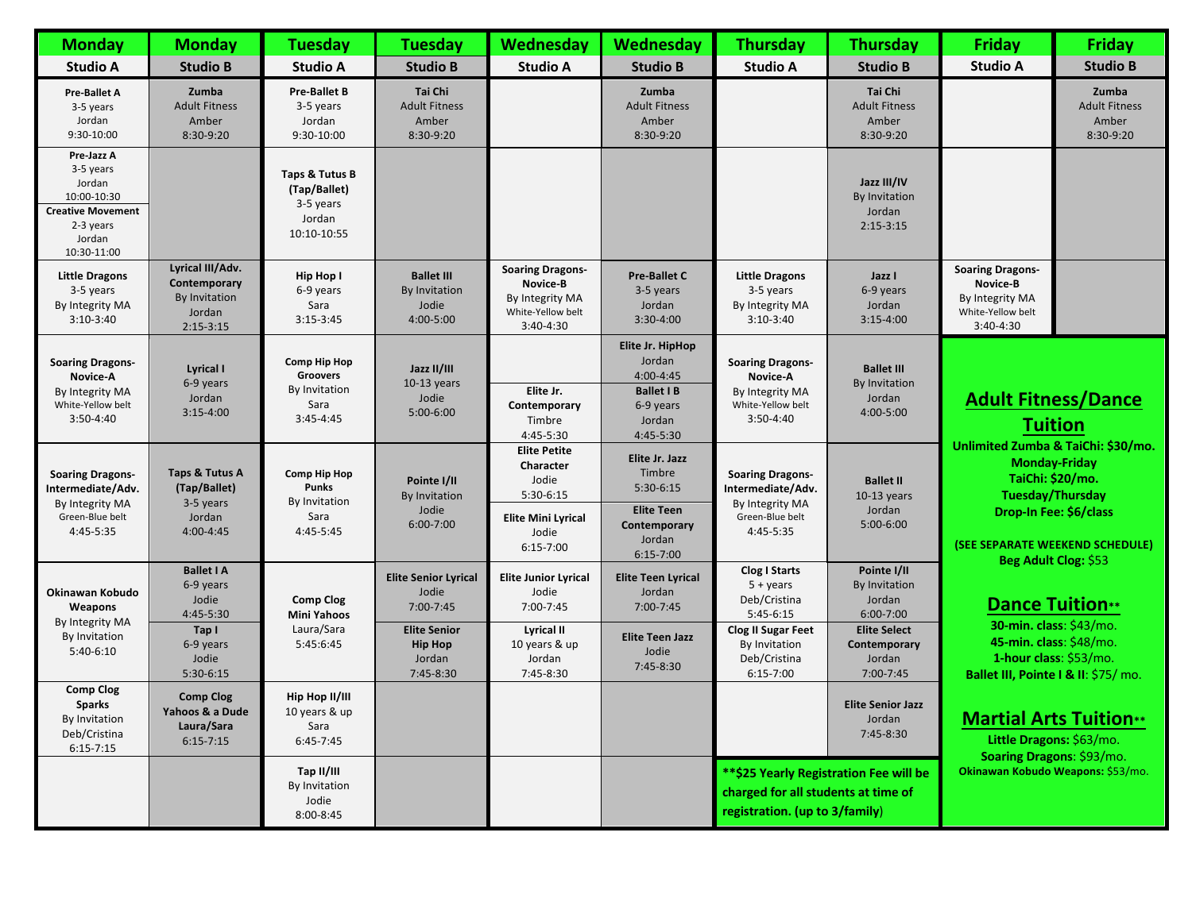| Monday Studio A | Monday Studio B | Tuesday Studio A | Tuesday Studio B | Wednesday Studio A | Wednesday Studio B | Thursday Studio A | Thursday Studio B | Friday Studio A | Friday Studio B |
|---|---|---|---|---|---|---|---|---|---|
| **Pre-Ballet A** 3-5 years Jordan 9:30-10:00 | **Zumba** Adult Fitness Amber 8:30-9:20 | **Pre-Ballet B** 3-5 years Jordan 9:30-10:00 | **Tai Chi** Adult Fitness Amber 8:30-9:20 | | **Zumba** Adult Fitness Amber 8:30-9:20 | | **Tai Chi** Adult Fitness Amber 8:30-9:20 | | **Zumba** Adult Fitness Amber 8:30-9:20 |
| **Pre-Jazz A** 3-5 years Jordan 10:00-10:30 **Creative Movement** 2-3 years Jordan 10:30-11:00 | | **Taps & Tutus B (Tap/Ballet)** 3-5 years Jordan 10:10-10:55 | | | | | **Jazz III/IV** By Invitation Jordan 2:15-3:15 | | |
| **Little Dragons** 3-5 years By Integrity MA 3:10-3:40 | **Lyrical III/Adv. Contemporary** By Invitation Jordan 2:15-3:15 | **Hip Hop I** 6-9 years Sara 3:15-3:45 | **Ballet III** By Invitation Jodie 4:00-5:00 | **Soaring Dragons-Novice-B** By Integrity MA White-Yellow belt 3:40-4:30 | **Pre-Ballet C** 3-5 years Jordan 3:30-4:00 | **Little Dragons** 3-5 years By Integrity MA 3:10-3:40 | **Jazz I** 6-9 years Jordan 3:15-4:00 | **Soaring Dragons-Novice-B** By Integrity MA White-Yellow belt 3:40-4:30 | |
| **Soaring Dragons-Novice-A** By Integrity MA White-Yellow belt 3:50-4:40 | **Lyrical I** 6-9 years Jordan 3:15-4:00 | **Comp Hip Hop Groovers** By Invitation Sara 3:45-4:45 | **Jazz II/III** 10-13 years Jodie 5:00-6:00 | **Elite Jr. Contemporary** Timbre 4:45-5:30 | **Elite Jr. HipHop** Jordan 4:00-4:45 **Ballet I B** 6-9 years Jordan 4:45-5:30 | **Soaring Dragons-Novice-A** By Integrity MA White-Yellow belt 3:50-4:40 | **Ballet III** By Invitation Jordan 4:00-5:00 | | |
| **Soaring Dragons-Intermediate/Adv.** By Integrity MA Green-Blue belt 4:45-5:35 | **Taps & Tutus A (Tap/Ballet)** 3-5 years Jordan 4:00-4:45 | **Comp Hip Hop Punks** By Invitation Sara 4:45-5:45 | **Pointe I/II** By Invitation Jodie 6:00-7:00 | **Elite Petite Character** Jodie 5:30-6:15 **Elite Mini Lyrical** Jodie 6:15-7:00 | **Elite Jr. Jazz** Timbre 5:30-6:15 **Elite Teen Contemporary** Jordan 6:15-7:00 | **Soaring Dragons-Intermediate/Adv.** By Integrity MA Green-Blue belt 4:45-5:35 | **Ballet II** 10-13 years Jordan 5:00-6:00 | | |
| **Okinawan Kobudo Weapons** By Integrity MA By Invitation 5:40-6:10 | **Ballet I A** 6-9 years Jodie 4:45-5:30 **Tap I** 6-9 years Jodie 5:30-6:15 | **Comp Clog Mini Yahoos** Laura/Sara 5:45:6:45 | **Elite Senior Lyrical** Jodie 7:00-7:45 **Elite Senior Hip Hop** Jordan 7:45-8:30 | **Elite Junior Lyrical** Jodie 7:00-7:45 **Lyrical II** 10 years & up Jordan 7:45-8:30 | **Elite Teen Lyrical** Jordan 7:00-7:45 **Elite Teen Jazz** Jodie 7:45-8:30 | **Clog I Starts** 5 + years Deb/Cristina 5:45-6:15 **Clog II Sugar Feet** By Invitation Deb/Cristina 6:15-7:00 | **Pointe I/II** By Invitation Jordan 6:00-7:00 **Elite Select Contemporary** Jordan 7:00-7:45 | | |
| **Comp Clog Sparks** By Invitation Deb/Cristina 6:15-7:15 | **Comp Clog Yahoos & a Dude** Laura/Sara 6:15-7:15 | **Hip Hop II/III** 10 years & up Sara 6:45-7:45 | | | | | **Elite Senior Jazz** Jordan 7:45-8:30 | | |
| | | **Tap II/III** By Invitation Jodie 8:00-8:45 | | | | | | | |

**\*\*$25 Yearly Registration Fee will be charged for all students at time of registration. (up to 3/family)**

## Adult Fitness/Dance Tuition

**Unlimited Zumba & TaiChi: $30/mo. Monday-Friday**
**TaiChi: $20/mo. Tuesday/Thursday**
**Drop-In Fee: $6/class**

**(SEE SEPARATE WEEKEND SCHEDULE)**
**Beg Adult Clog:** $53

## Dance Tuition**

**30-min. class**: $43/mo.
**45-min. class**: $48/mo.
**1-hour class**: $53/mo.
**Ballet III, Pointe I & II**: $75/ mo.

## Martial Arts Tuition**

**Little Dragons:** $63/mo.
**Soaring Dragons**: $93/mo.
**Okinawan Kobudo Weapons:** $53/mo.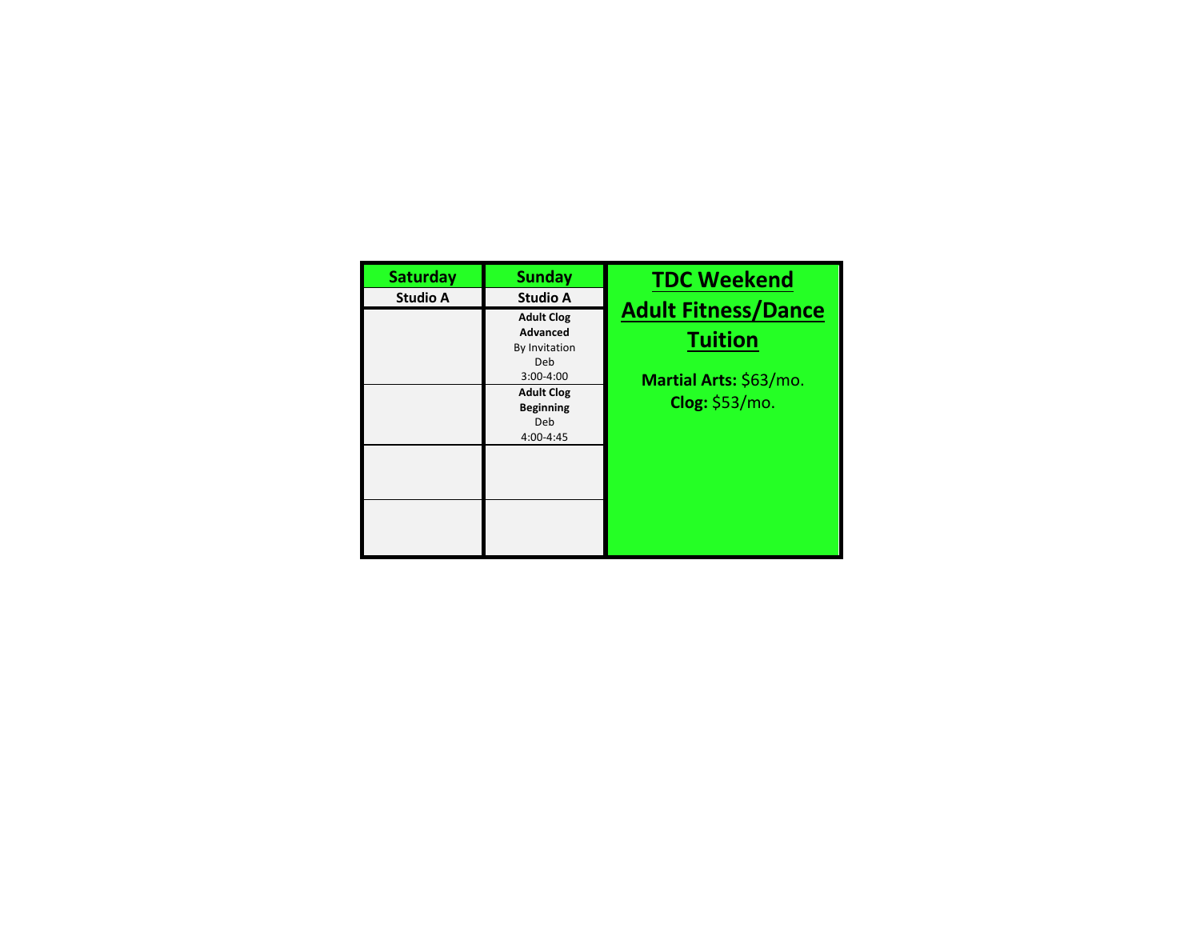| Saturday | Sunday |
| --- | --- |
| Studio A | Studio A |
| | **Adult Clog Advanced** By Invitation Deb 3:00-4:00 |
| | **Adult Clog Beginning** Deb 4:00-4:45 |
| | |
| | |

# TDC Weekend Adult Fitness/Dance Tuition

**Martial Arts:** $63/mo.
**Clog:** $53/mo.